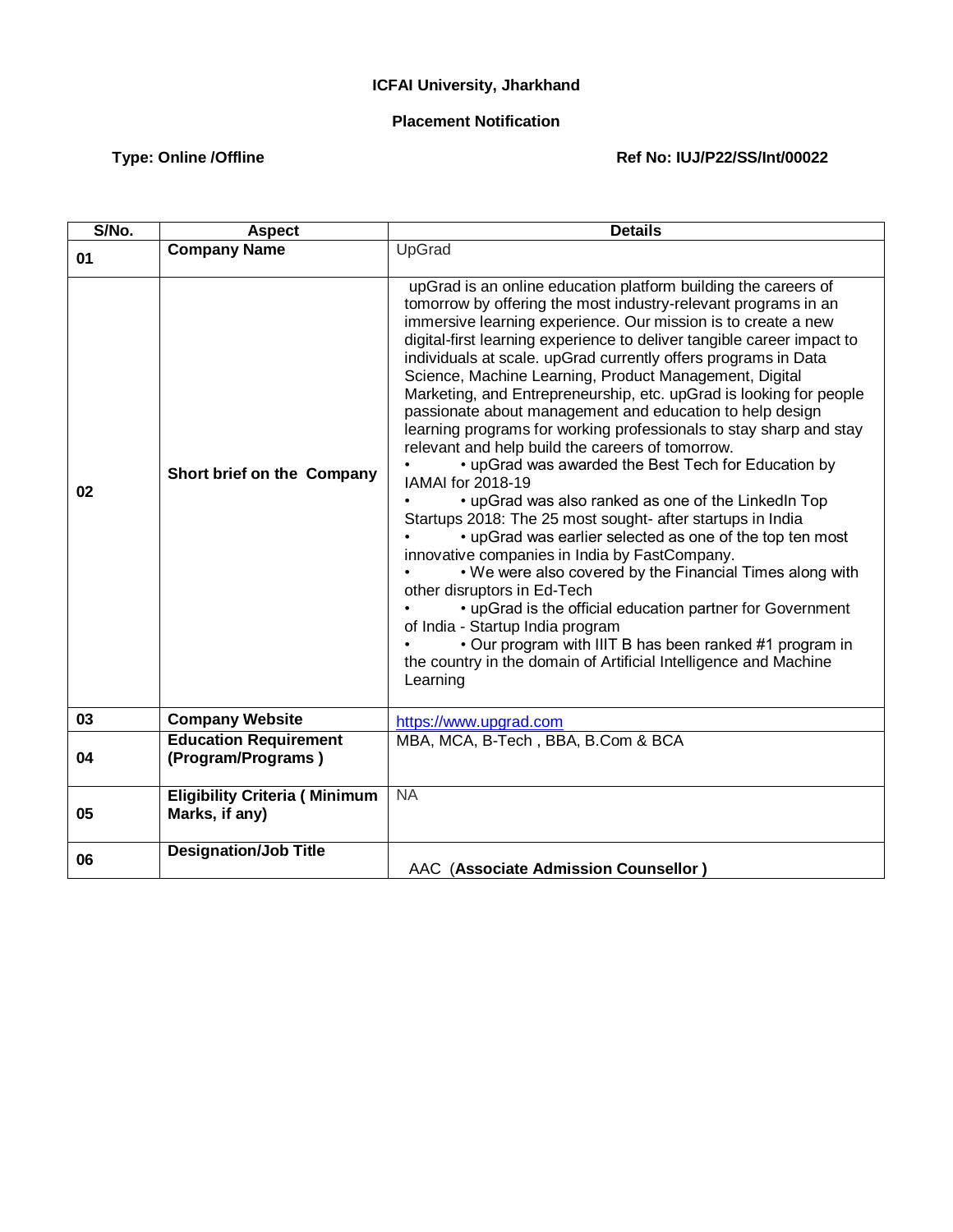**ICFAI University, Jharkhand**

**Placement Notification**

**Type: Online /Offline** **Ref No: IUJ/P22/SS/Int/00022**

| S/No. | Aspect | Details |
|---|---|---|
| 01 | **Company Name** | UpGrad |
| 02 | **Short brief on the Company** | upGrad is an online education platform building the careers of tomorrow by offering the most industry-relevant programs in an immersive learning experience. Our mission is to create a new digital-first learning experience to deliver tangible career impact to individuals at scale. upGrad currently offers programs in Data Science, Machine Learning, Product Management, Digital Marketing, and Entrepreneurship, etc. upGrad is looking for people passionate about management and education to help design learning programs for working professionals to stay sharp and stay relevant and help build the careers of tomorrow.<br>• • upGrad was awarded the Best Tech for Education by IAMAI for 2018-19<br>• • upGrad was also ranked as one of the LinkedIn Top Startups 2018: The 25 most sought- after startups in India<br>• • upGrad was earlier selected as one of the top ten most innovative companies in India by FastCompany.<br>• • We were also covered by the Financial Times along with other disruptors in Ed-Tech<br>• • upGrad is the official education partner for Government of India - Startup India program<br>• • Our program with IIIT B has been ranked #1 program in the country in the domain of Artificial Intelligence and Machine Learning |
| 03 | **Company Website** | https://www.upgrad.com |
| 04 | **Education Requirement (Program/Programs )** | MBA, MCA, B-Tech , BBA, B.Com & BCA |
| 05 | **Eligibility Criteria ( Minimum Marks, if any)** | NA |
| 06 | **Designation/Job Title** | AAC (**Associate Admission Counsellor )** |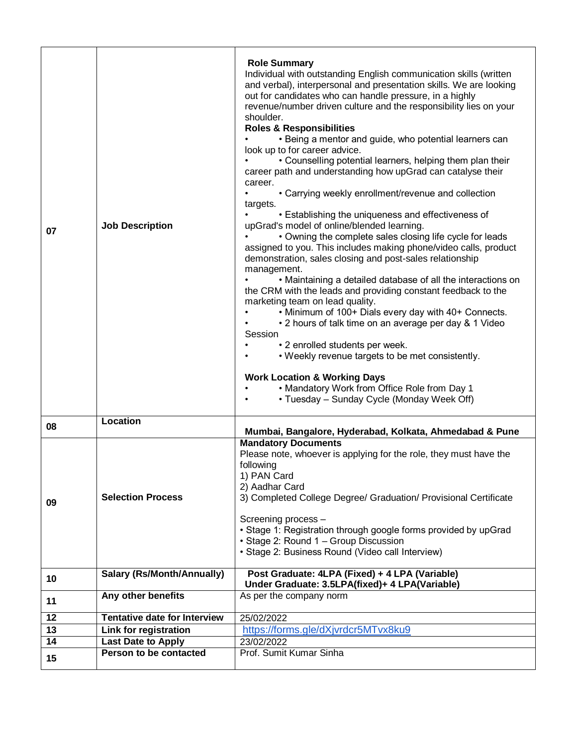| | | |
|---|---|---|
| 07 | **Job Description** | **Role Summary**<br>Individual with outstanding English communication skills (written and verbal), interpersonal and presentation skills. We are looking out for candidates who can handle pressure, in a highly revenue/number driven culture and the responsibility lies on your shoulder.<br>**Roles & Responsibilities**<br>• • Being a mentor and guide, who potential learners can look up to for career advice.<br>• • Counselling potential learners, helping them plan their career path and understanding how upGrad can catalyse their career.<br>• • Carrying weekly enrollment/revenue and collection targets.<br>• • Establishing the uniqueness and effectiveness of upGrad's model of online/blended learning.<br>• • Owning the complete sales closing life cycle for leads assigned to you. This includes making phone/video calls, product demonstration, sales closing and post-sales relationship management.<br>• • Maintaining a detailed database of all the interactions on the CRM with the leads and providing constant feedback to the marketing team on lead quality.<br>• • Minimum of 100+ Dials every day with 40+ Connects.<br>• • 2 hours of talk time on an average per day & 1 Video Session<br>• • 2 enrolled students per week.<br>• • Weekly revenue targets to be met consistently.<br><br>**Work Location & Working Days**<br>• • Mandatory Work from Office Role from Day 1<br>• • Tuesday – Sunday Cycle (Monday Week Off) |
| 08 | **Location** | **Mumbai, Bangalore, Hyderabad, Kolkata, Ahmedabad & Pune** |
| 09 | **Selection Process** | **Mandatory Documents**<br>Please note, whoever is applying for the role, they must have the following<br>1) PAN Card<br>2) Aadhar Card<br>3) Completed College Degree/ Graduation/ Provisional Certificate<br><br>Screening process –<br>• Stage 1: Registration through google forms provided by upGrad<br>• Stage 2: Round 1 – Group Discussion<br>• Stage 2: Business Round (Video call Interview) |
| 10 | **Salary (Rs/Month/Annually)** | **Post Graduate: 4LPA (Fixed) + 4 LPA (Variable)**<br>**Under Graduate: 3.5LPA(fixed)+ 4 LPA(Variable)** |
| 11 | **Any other benefits** | As per the company norm |
| 12 | **Tentative date for Interview** | 25/02/2022 |
| 13 | **Link for registration** | https://forms.gle/dXjvrdcr5MTvx8ku9 |
| 14 | **Last Date to Apply** | 23/02/2022 |
| 15 | **Person to be contacted** | Prof. Sumit Kumar Sinha |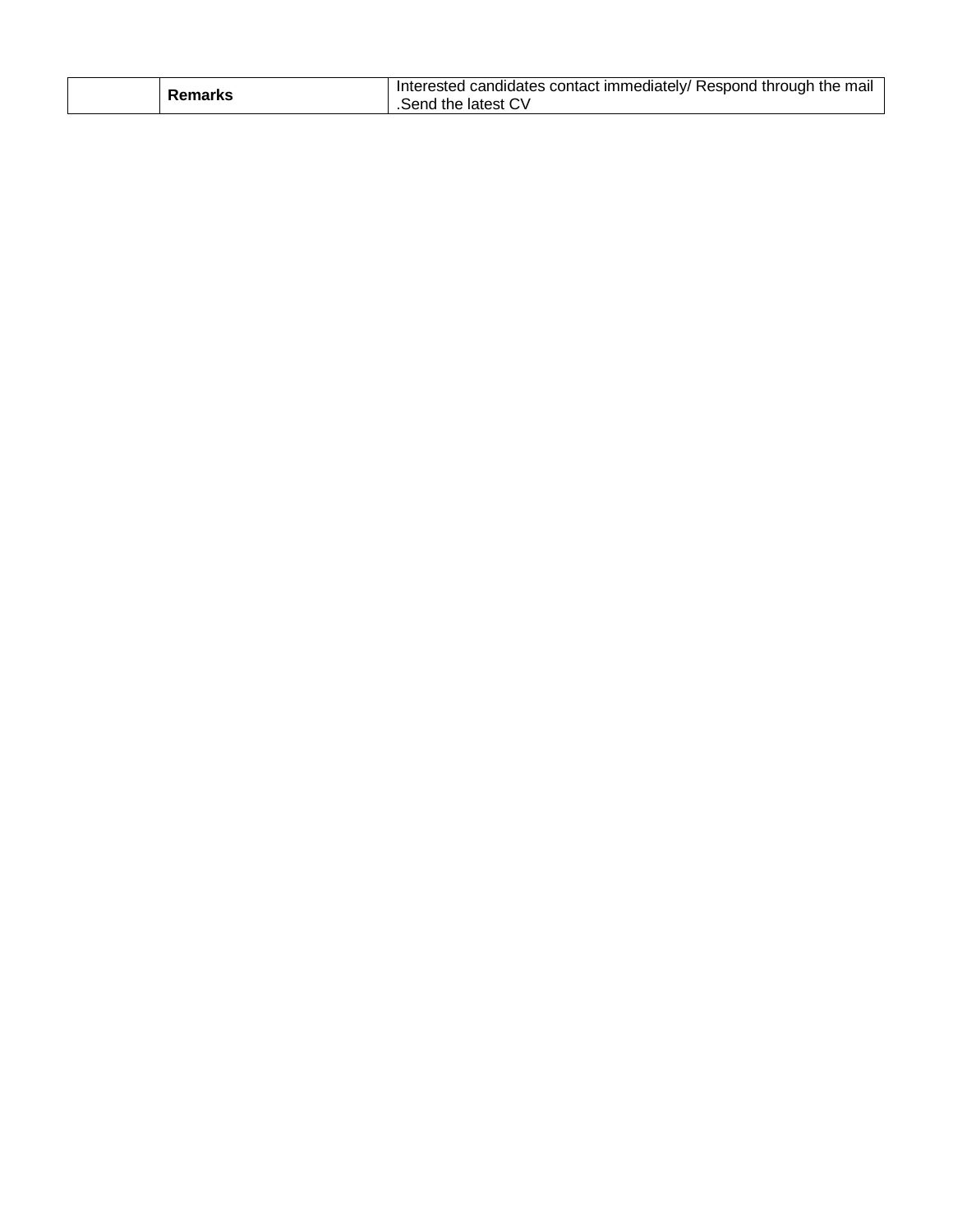| | | |
|---|---|---|
| | **Remarks** | Interested candidates contact immediately/ Respond through the mail .Send the latest CV |